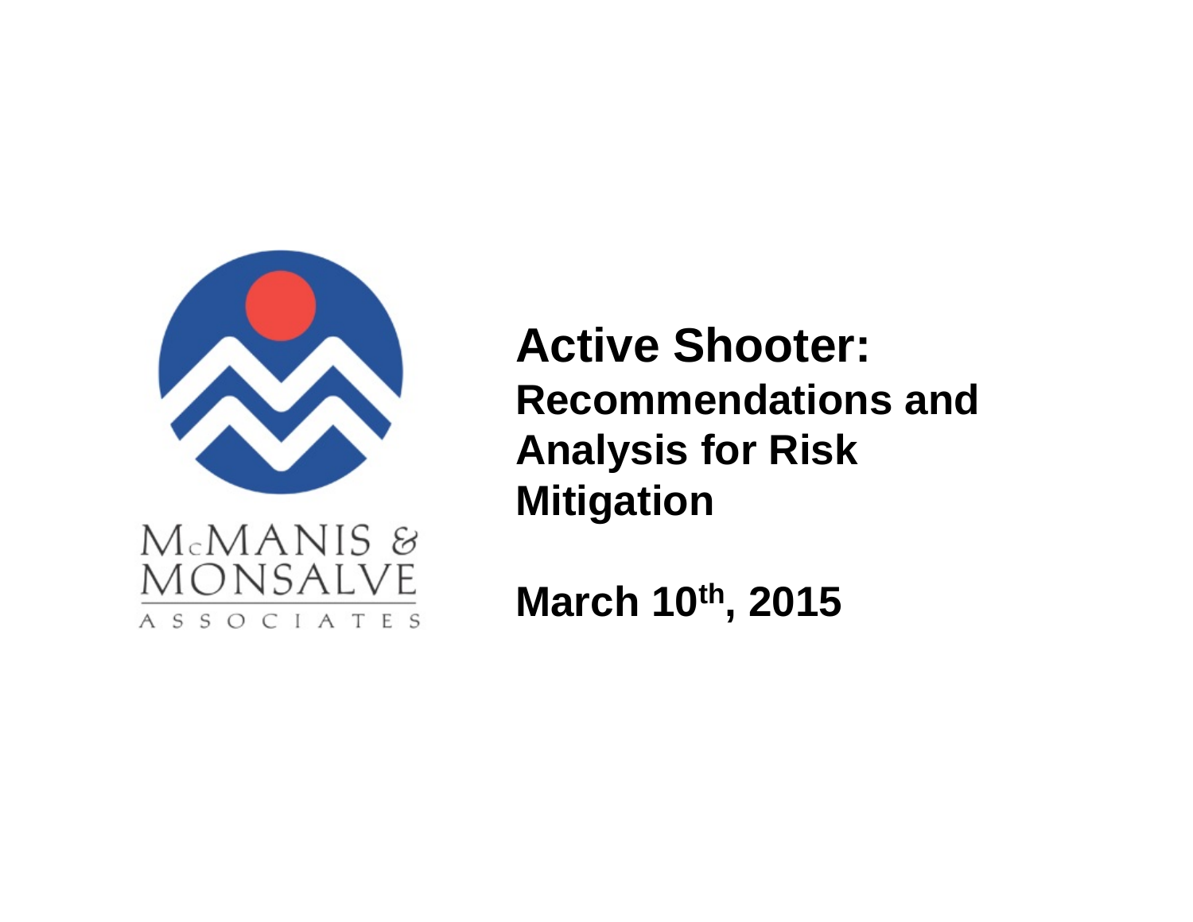McMANIS & MONSALVE ASSOCIATES

# Active Shooter:

## Recommendations and Analysis for Risk Mitigation

**March 10th, 2015**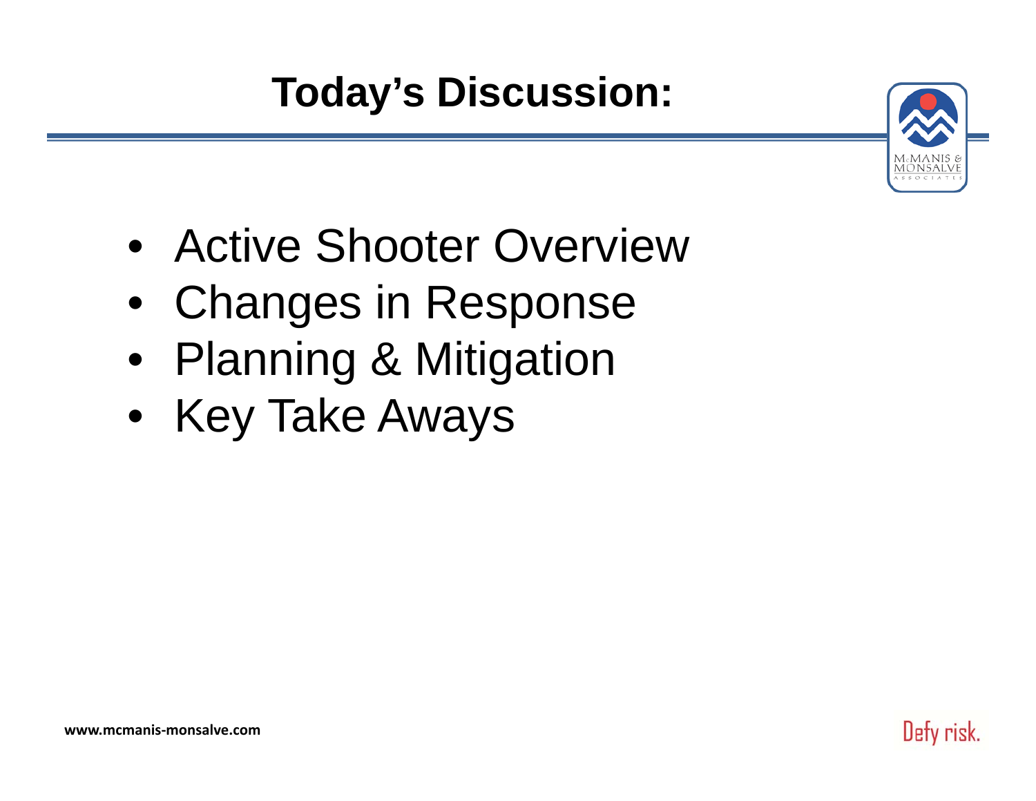# Today's Discussion:

- Active Shooter Overview
- Changes in Response
- Planning & Mitigation
- Key Take Aways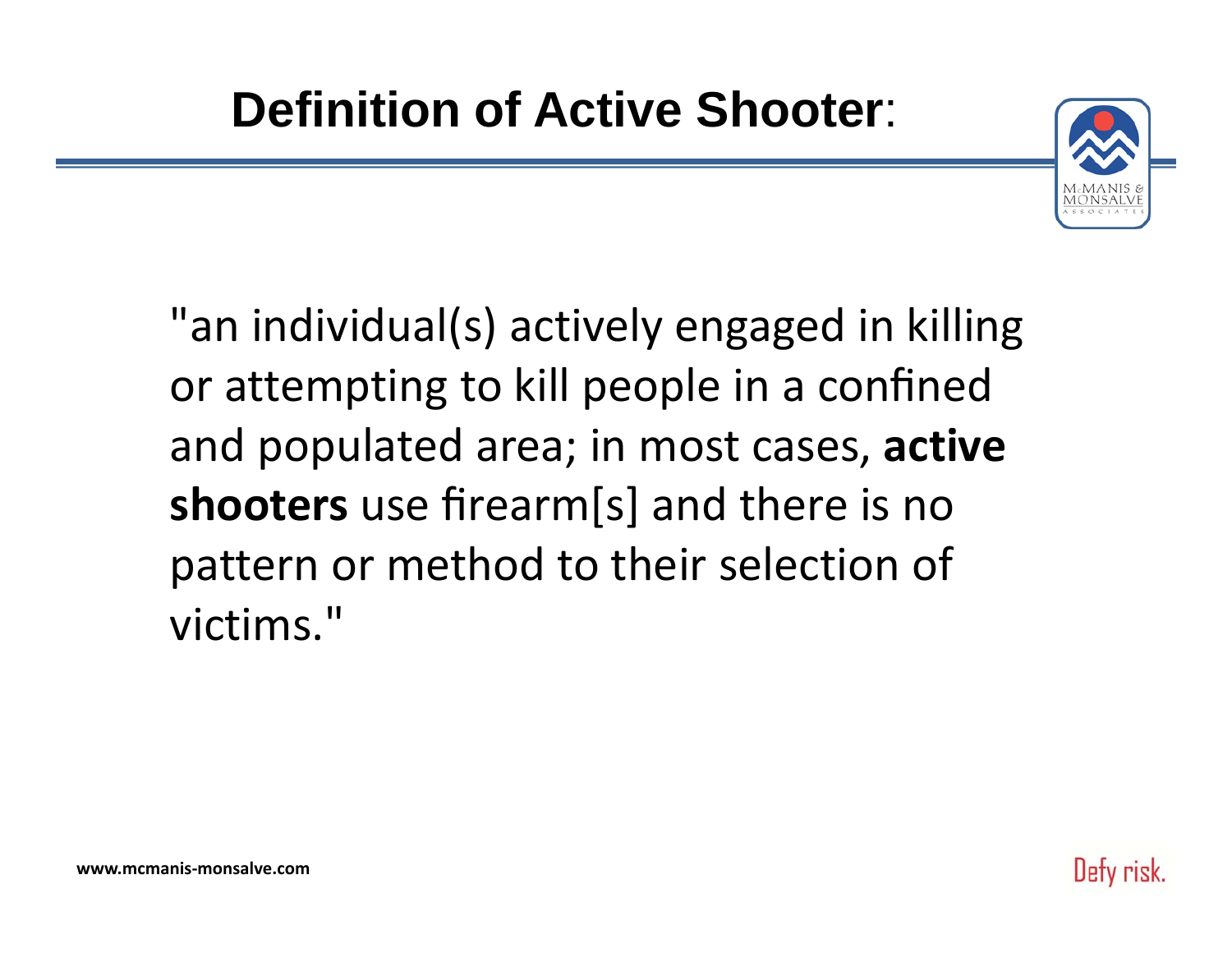# Definition of Active Shooter:

"an individual(s) actively engaged in killing or attempting to kill people in a confined and populated area; in most cases, **active shooters** use firearm[s] and there is no pattern or method to their selection of victims."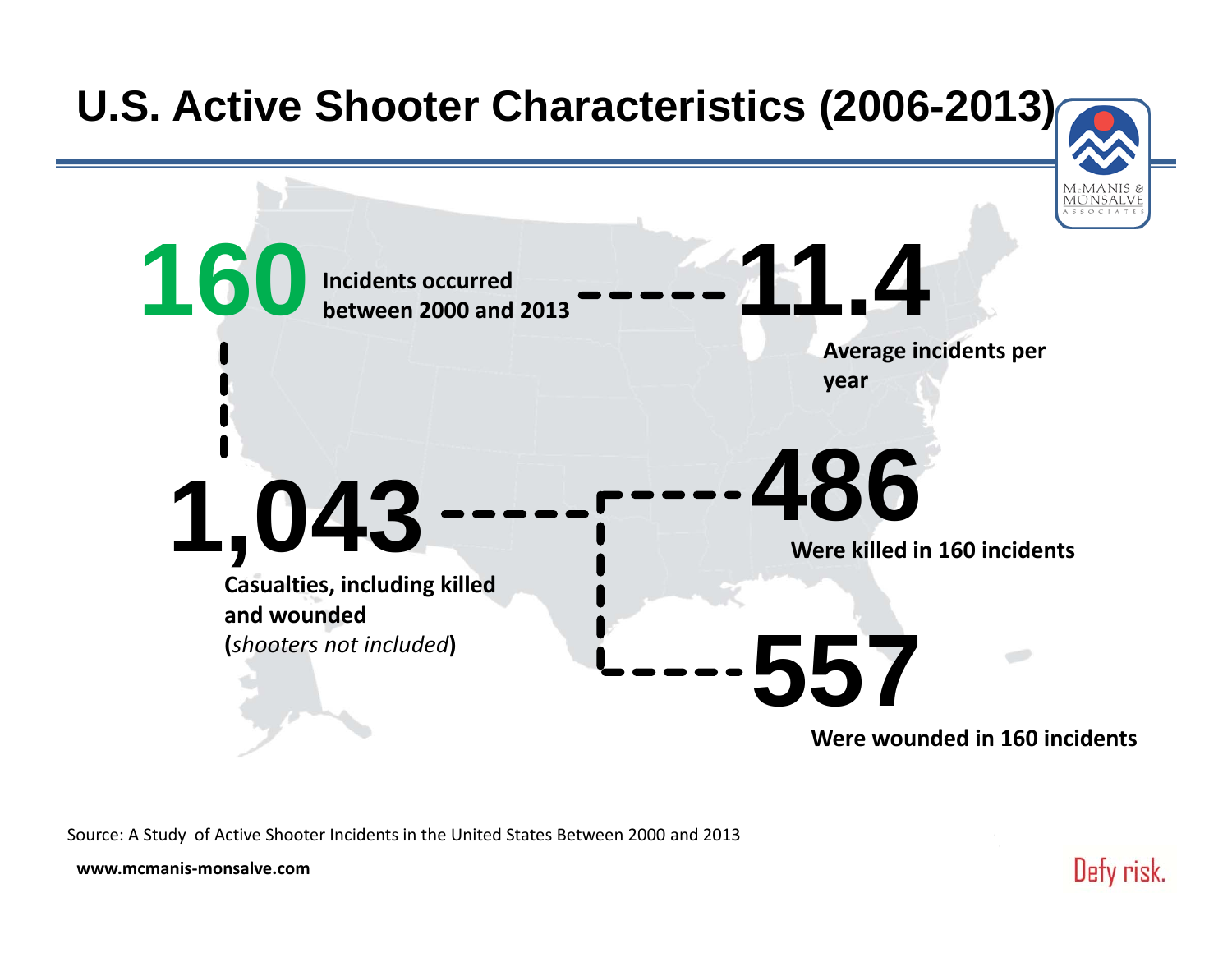# U.S. Active Shooter Characteristics (2006-2013)

**160** Incidents occurred between 2000 and 2013

**11.4** Average incidents per year

**1,043** Casualties, including killed and wounded (*shooters not included*)

**486** Were killed in 160 incidents

**557** Were wounded in 160 incidents

Source: A Study of Active Shooter Incidents in the United States Between 2000 and 2013

**www.mcmanis-monsalve.com**

Defy risk.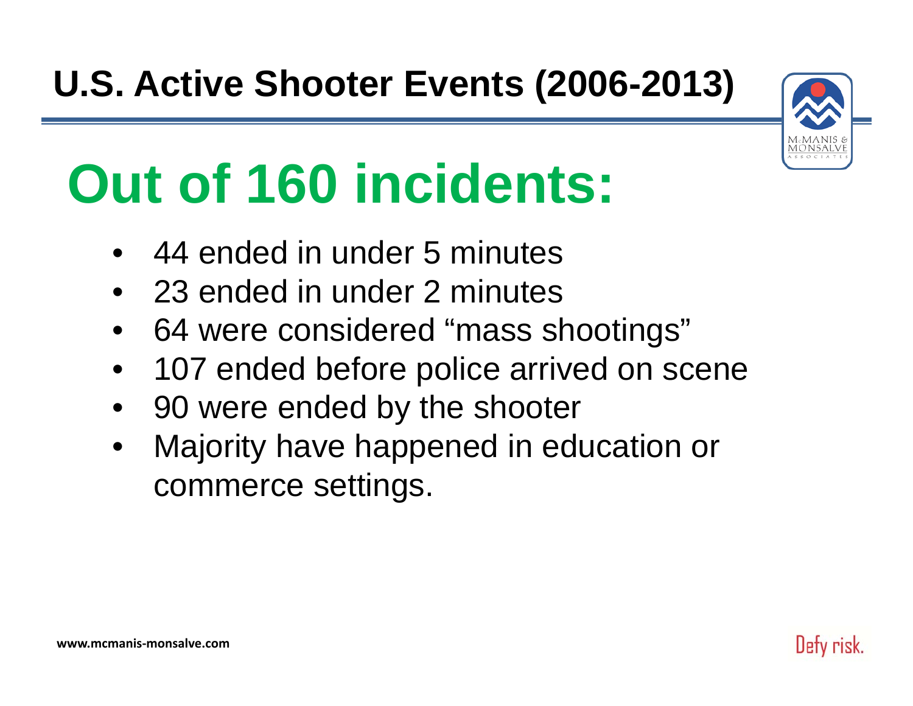# U.S. Active Shooter Events (2006-2013)

## Out of 160 incidents:

- 44 ended in under 5 minutes
- 23 ended in under 2 minutes
- 64 were considered “mass shootings”
- 107 ended before police arrived on scene
- 90 were ended by the shooter
- Majority have happened in education or commerce settings.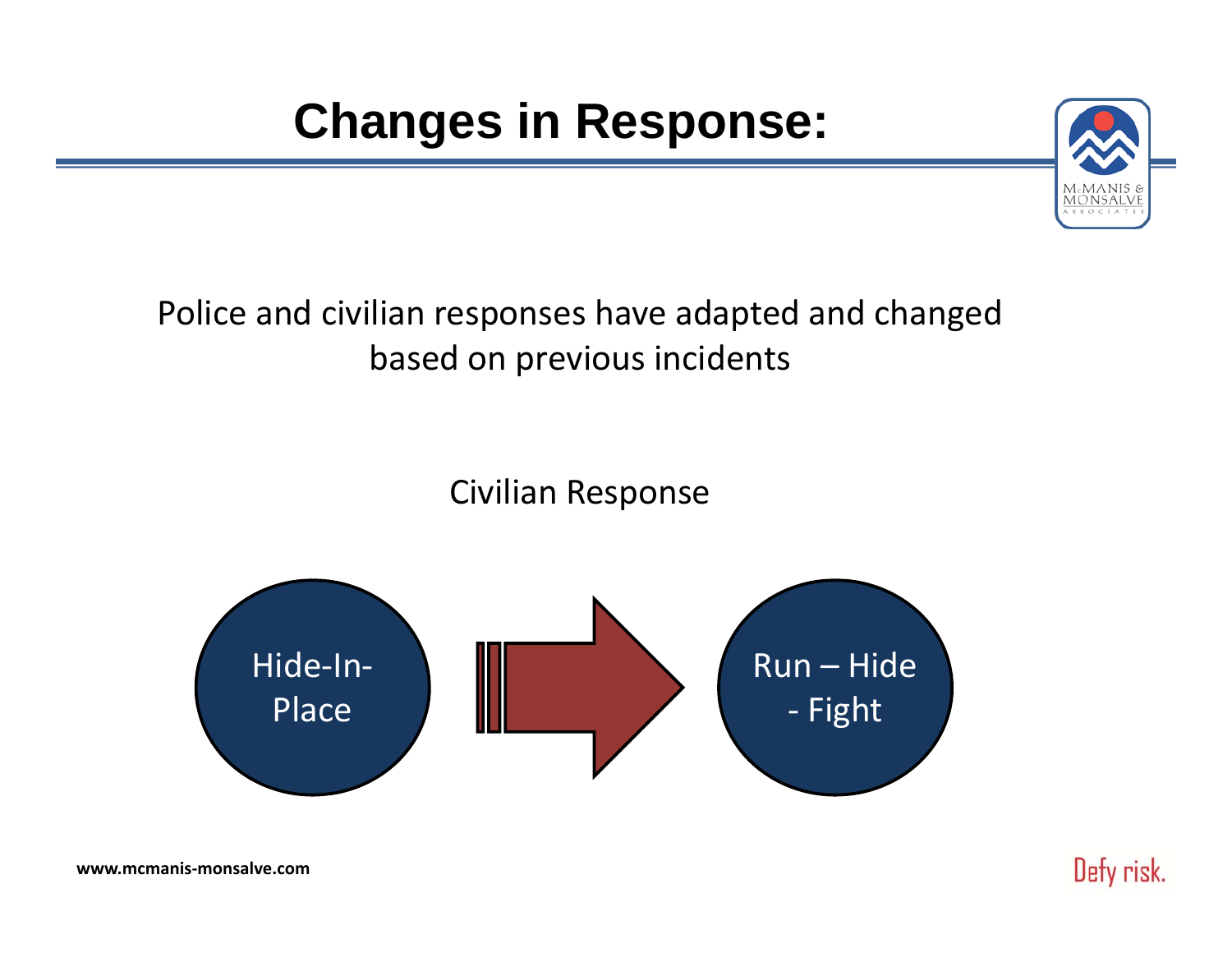# Changes in Response:

Police and civilian responses have adapted and changed based on previous incidents

Civilian Response

Hide-In-Place → Run – Hide - Fight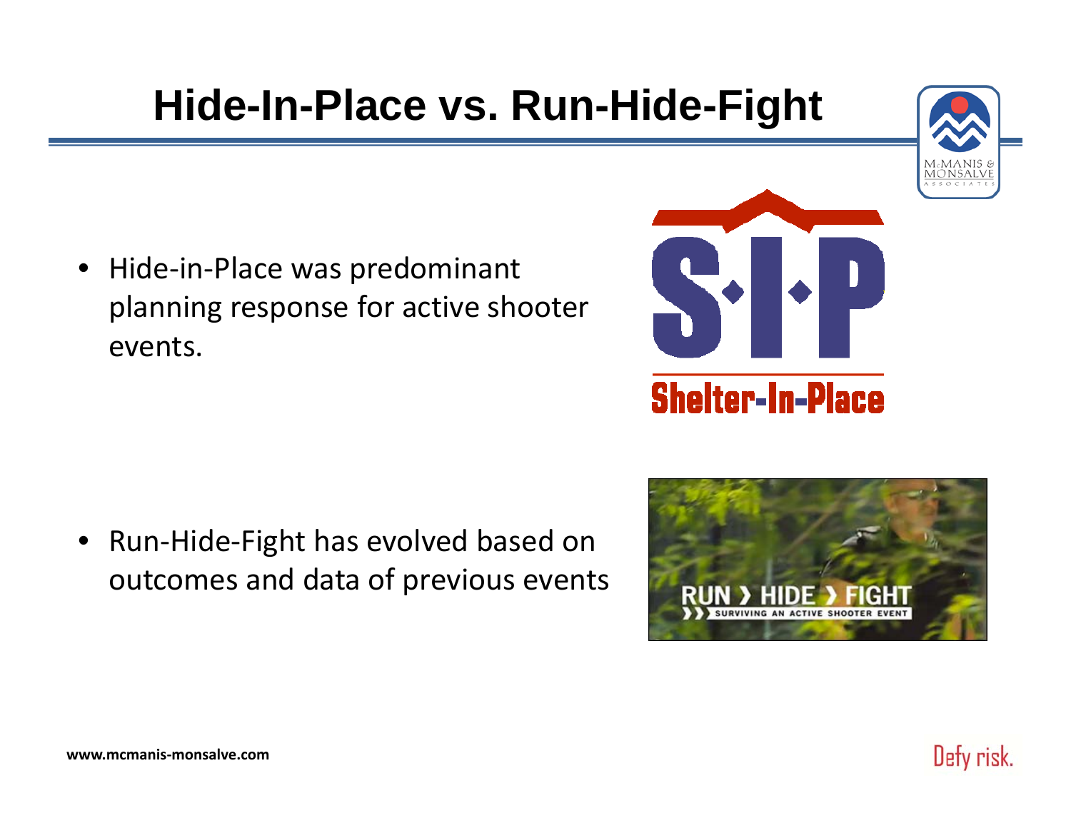# Hide-In-Place vs. Run-Hide-Fight

- Hide-in-Place was predominant planning response for active shooter events.

- Run-Hide-Fight has evolved based on outcomes and data of previous events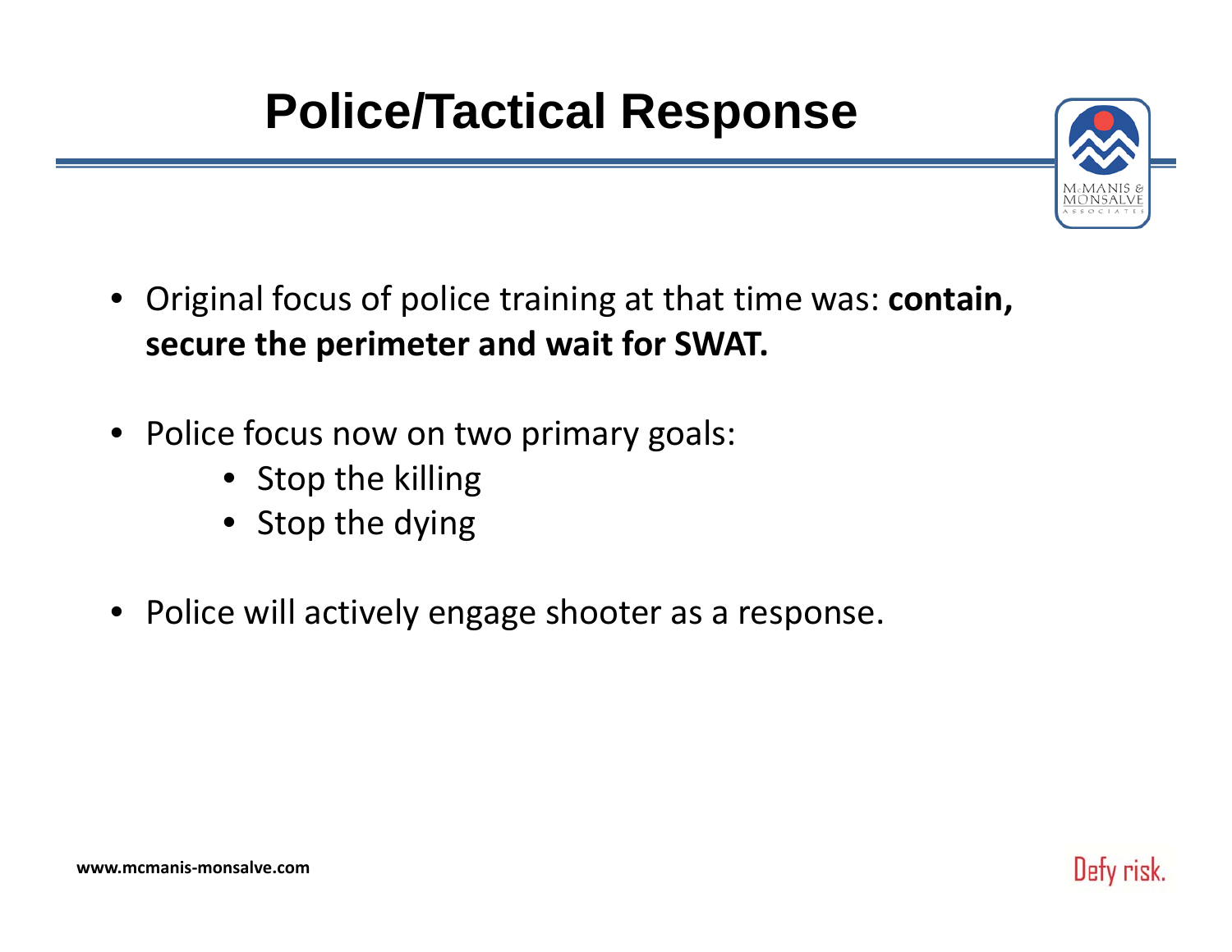# Police/Tactical Response

- Original focus of police training at that time was: **contain, secure the perimeter and wait for SWAT.**
- Police focus now on two primary goals:
  - Stop the killing
  - Stop the dying
- Police will actively engage shooter as a response.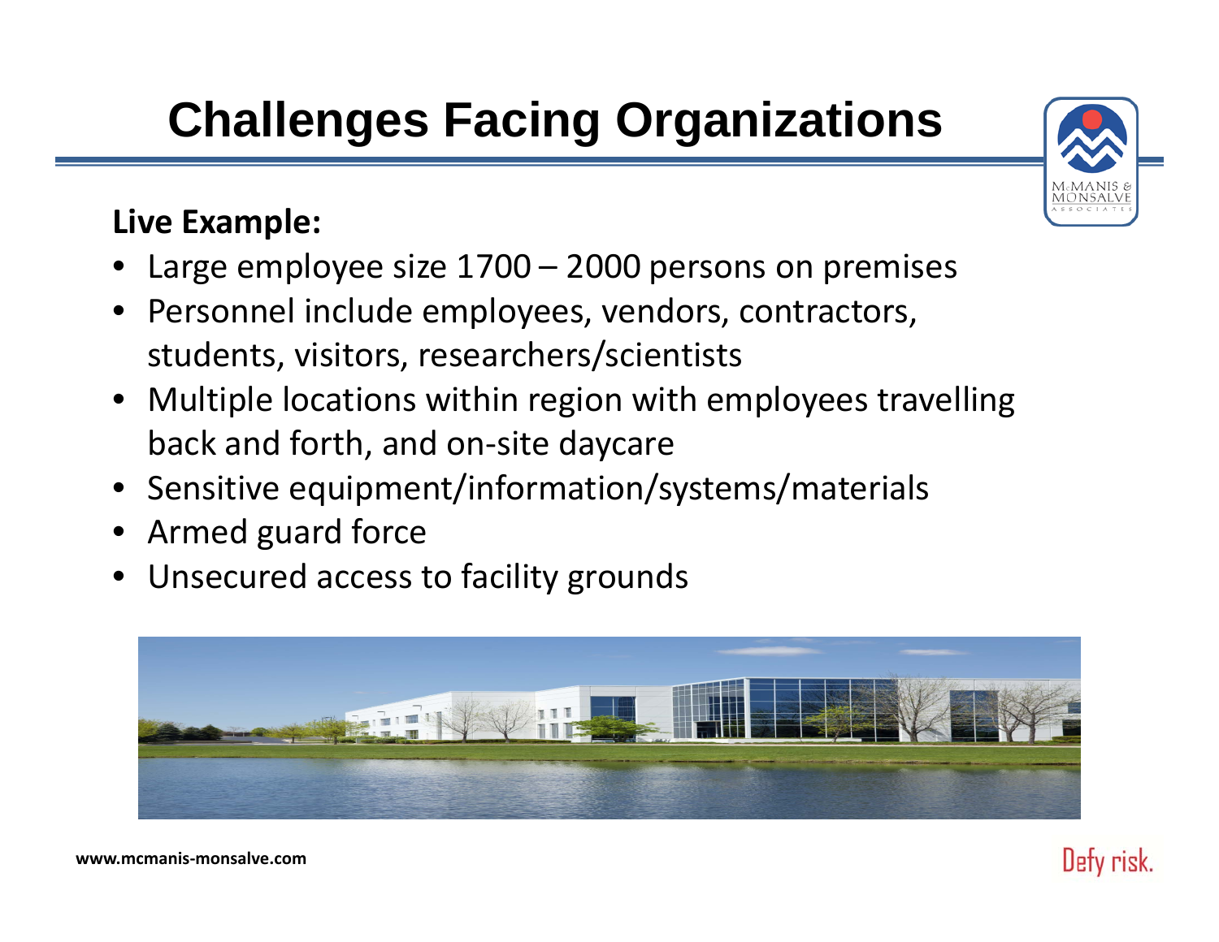# Challenges Facing Organizations

**Live Example:**

- Large employee size 1700 – 2000 persons on premises
- Personnel include employees, vendors, contractors, students, visitors, researchers/scientists
- Multiple locations within region with employees travelling back and forth, and on-site daycare
- Sensitive equipment/information/systems/materials
- Armed guard force
- Unsecured access to facility grounds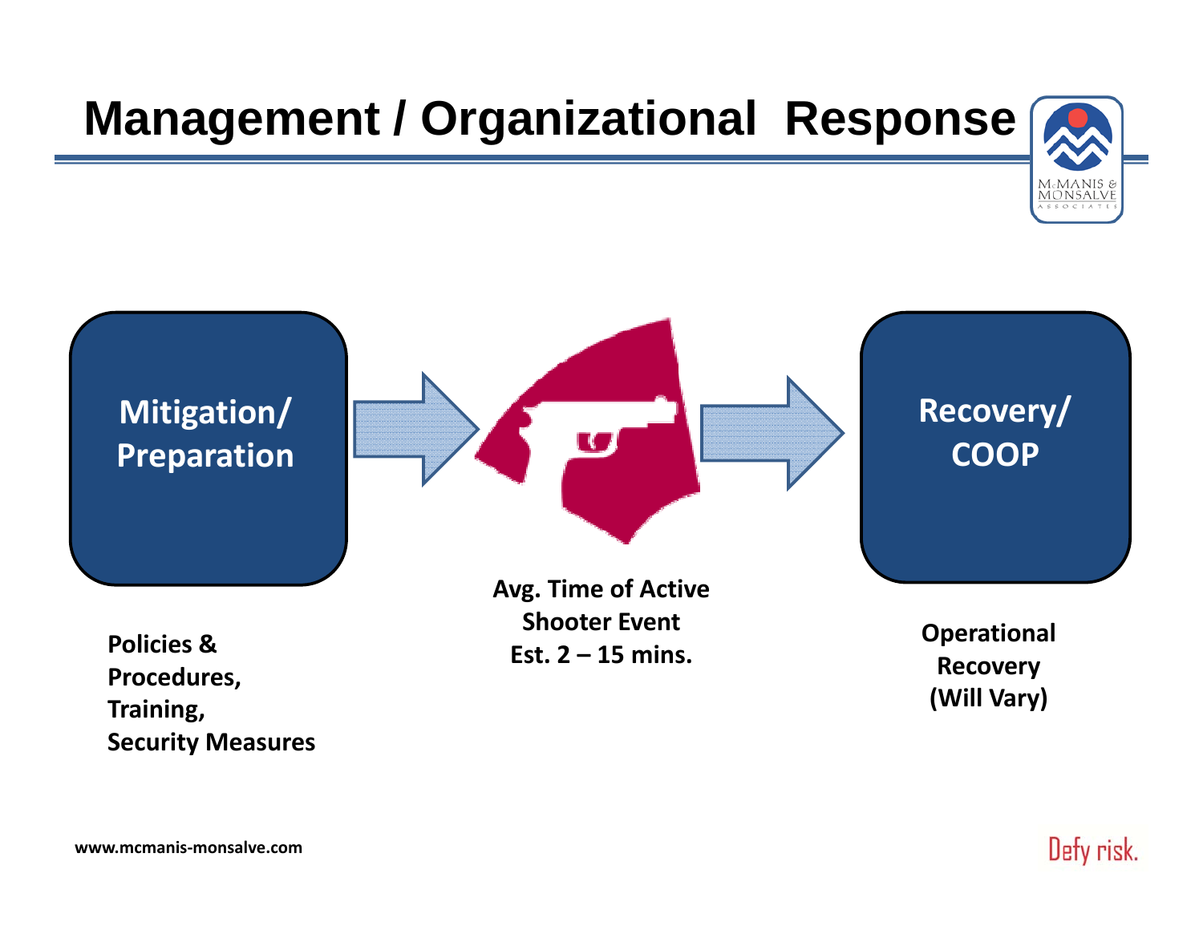# Management / Organizational Response

**Mitigation/ Preparation**

**Recovery/ COOP**

**Avg. Time of Active Shooter Event Est. 2 – 15 mins.**

**Policies & Procedures, Training, Security Measures**

**Operational Recovery (Will Vary)**

www.mcmanis-monsalve.com

Defy risk.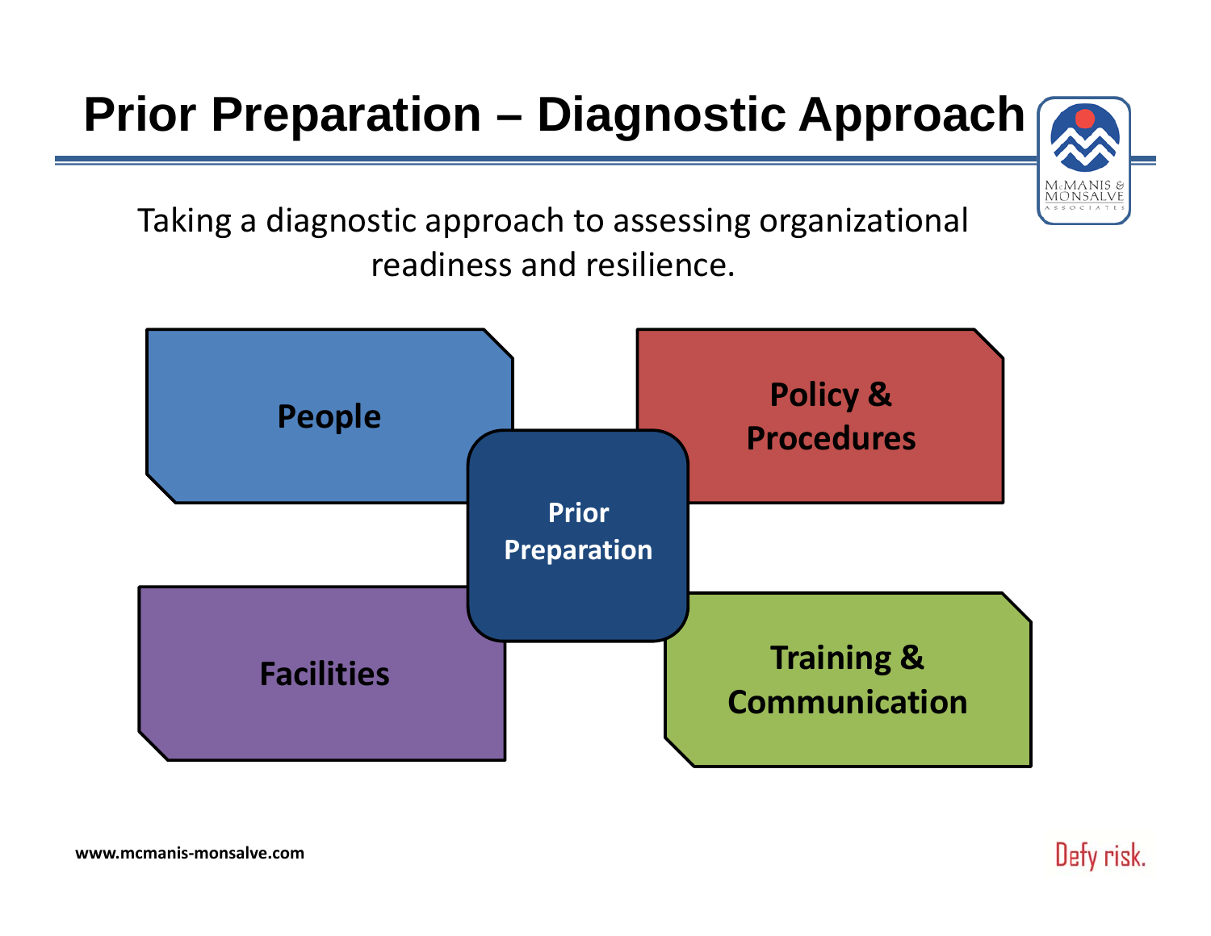# Prior Preparation – Diagnostic Approach

Taking a diagnostic approach to assessing organizational readiness and resilience.

- **People**
- **Policy & Procedures**
- **Prior Preparation**
- **Facilities**
- **Training & Communication**

www.mcmanis-monsalve.com

Defy risk.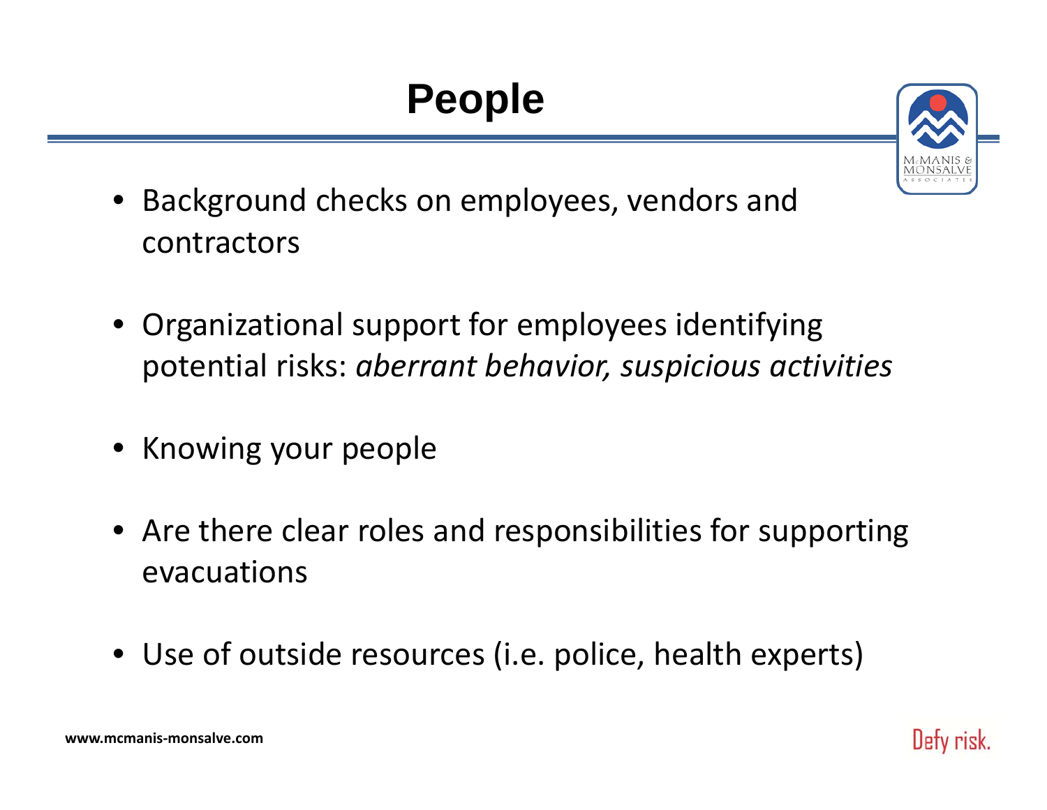# People

- Background checks on employees, vendors and contractors
- Organizational support for employees identifying potential risks: *aberrant behavior, suspicious activities*
- Knowing your people
- Are there clear roles and responsibilities for supporting evacuations
- Use of outside resources (i.e. police, health experts)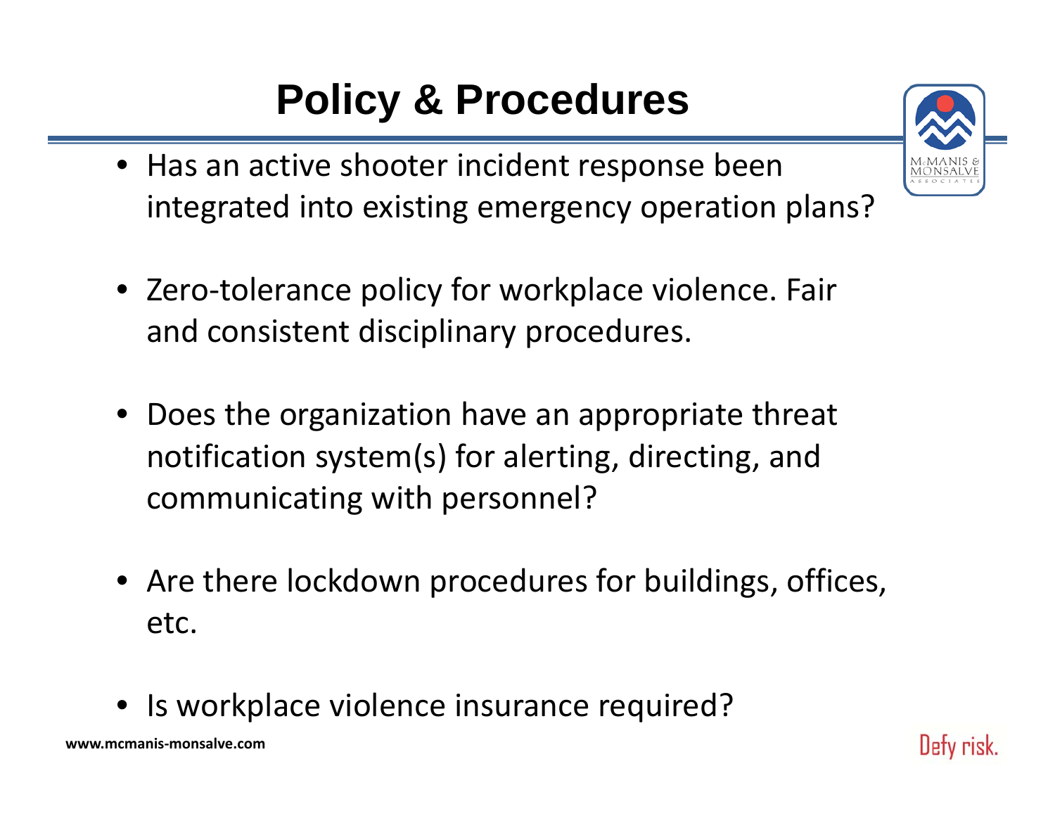# Policy & Procedures

- Has an active shooter incident response been integrated into existing emergency operation plans?
- Zero-tolerance policy for workplace violence. Fair and consistent disciplinary procedures.
- Does the organization have an appropriate threat notification system(s) for alerting, directing, and communicating with personnel?
- Are there lockdown procedures for buildings, offices, etc.
- Is workplace violence insurance required?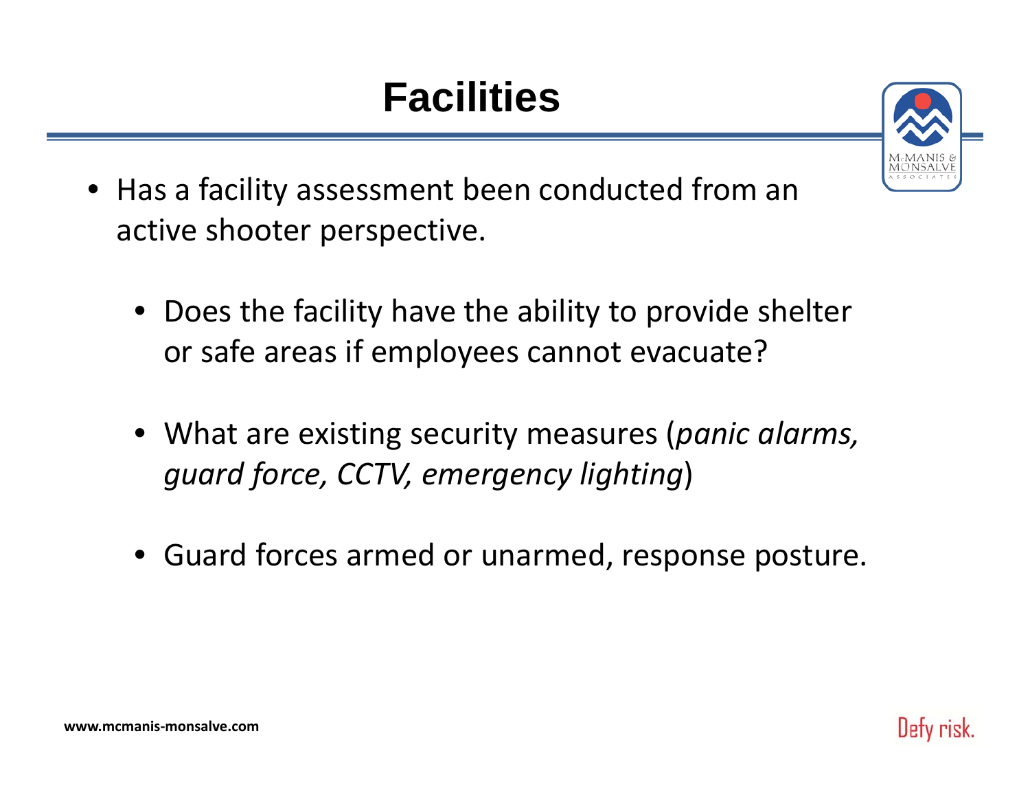# Facilities

- Has a facility assessment been conducted from an active shooter perspective.
  - Does the facility have the ability to provide shelter or safe areas if employees cannot evacuate?
  - What are existing security measures (*panic alarms, guard force, CCTV, emergency lighting*)
  - Guard forces armed or unarmed, response posture.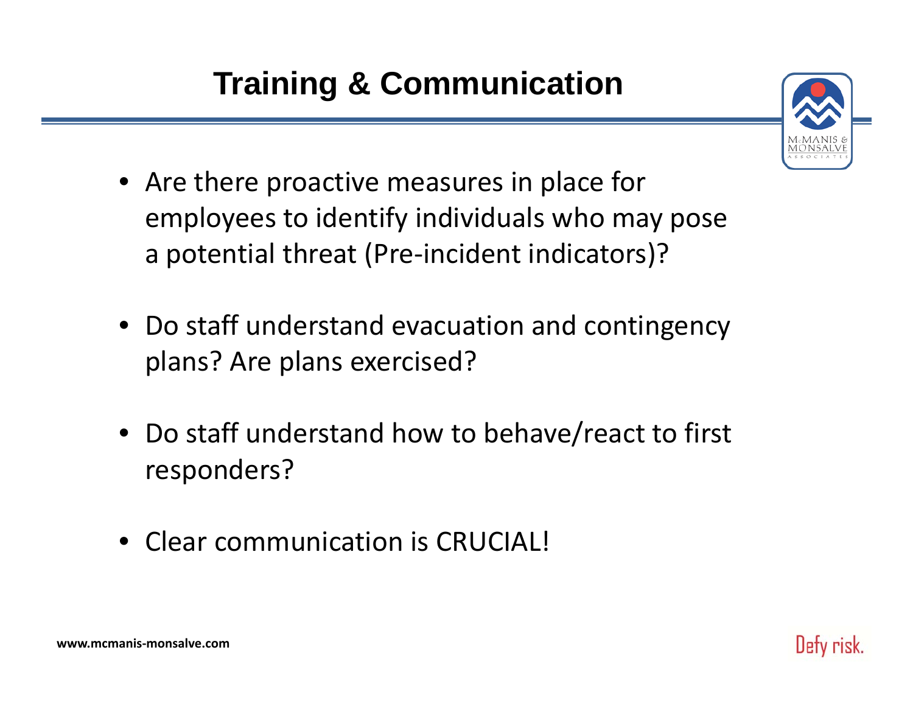# Training & Communication

- Are there proactive measures in place for employees to identify individuals who may pose a potential threat (Pre-incident indicators)?
- Do staff understand evacuation and contingency plans? Are plans exercised?
- Do staff understand how to behave/react to first responders?
- Clear communication is CRUCIAL!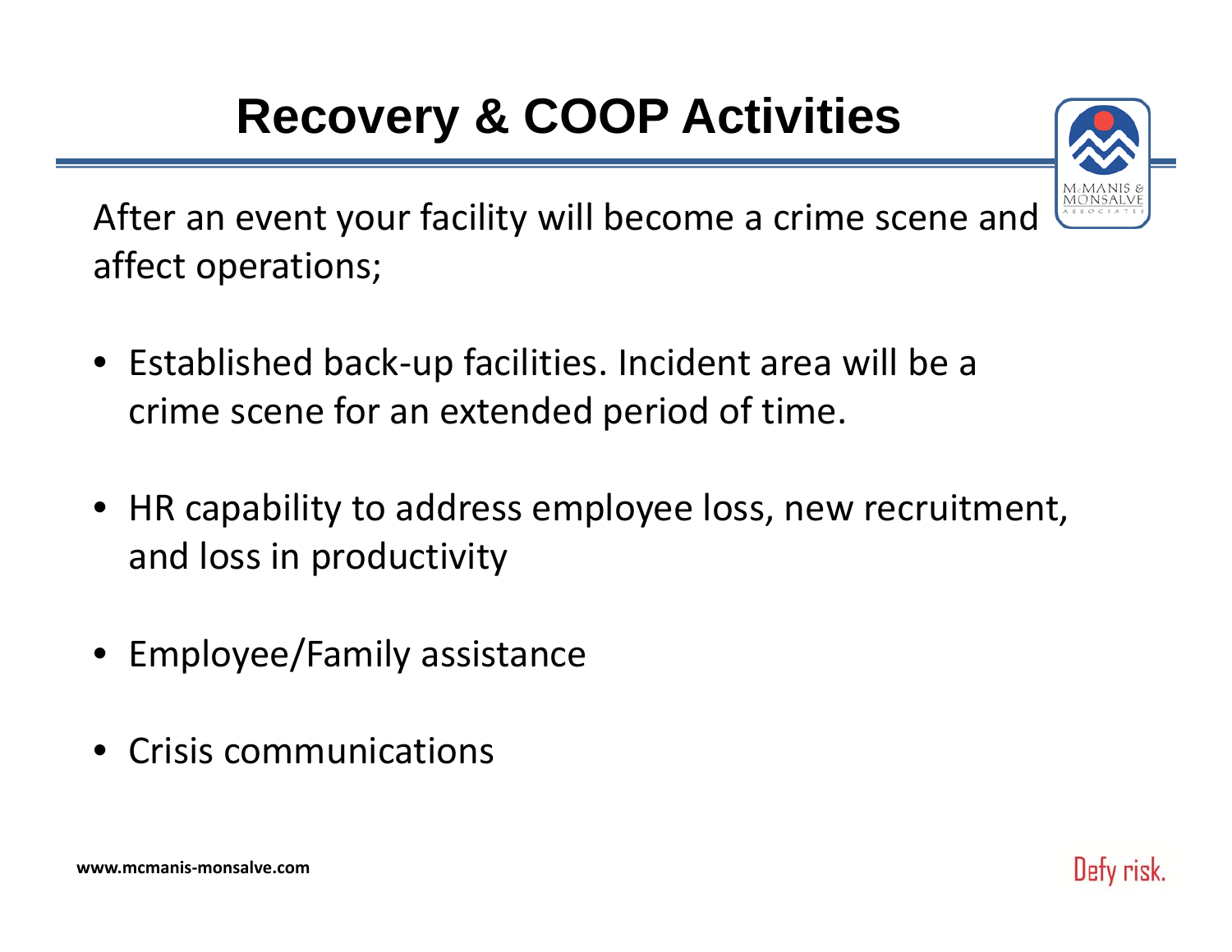# Recovery & COOP Activities

After an event your facility will become a crime scene and affect operations;

- Established back-up facilities. Incident area will be a crime scene for an extended period of time.
- HR capability to address employee loss, new recruitment, and loss in productivity
- Employee/Family assistance
- Crisis communications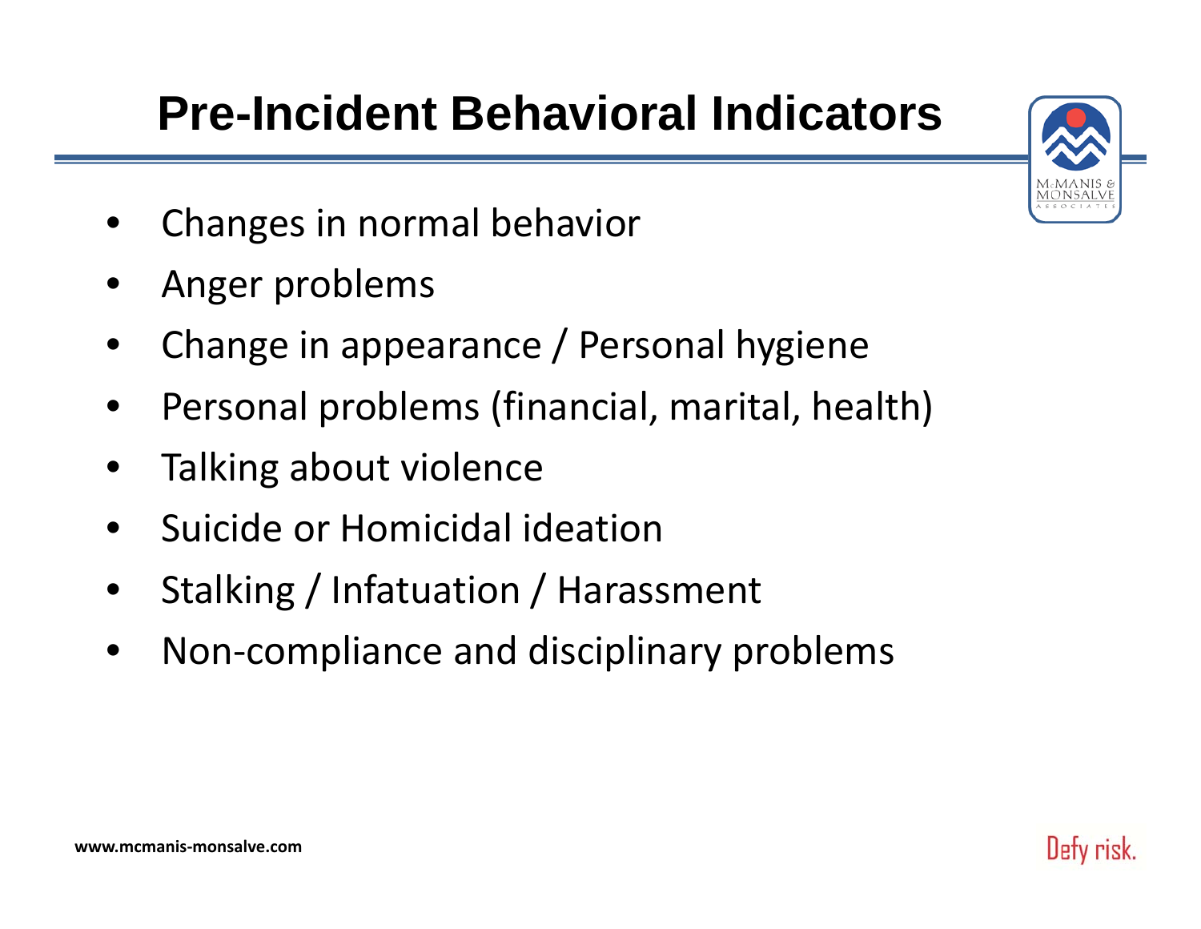# Pre-Incident Behavioral Indicators

- Changes in normal behavior
- Anger problems
- Change in appearance / Personal hygiene
- Personal problems (financial, marital, health)
- Talking about violence
- Suicide or Homicidal ideation
- Stalking / Infatuation / Harassment
- Non-compliance and disciplinary problems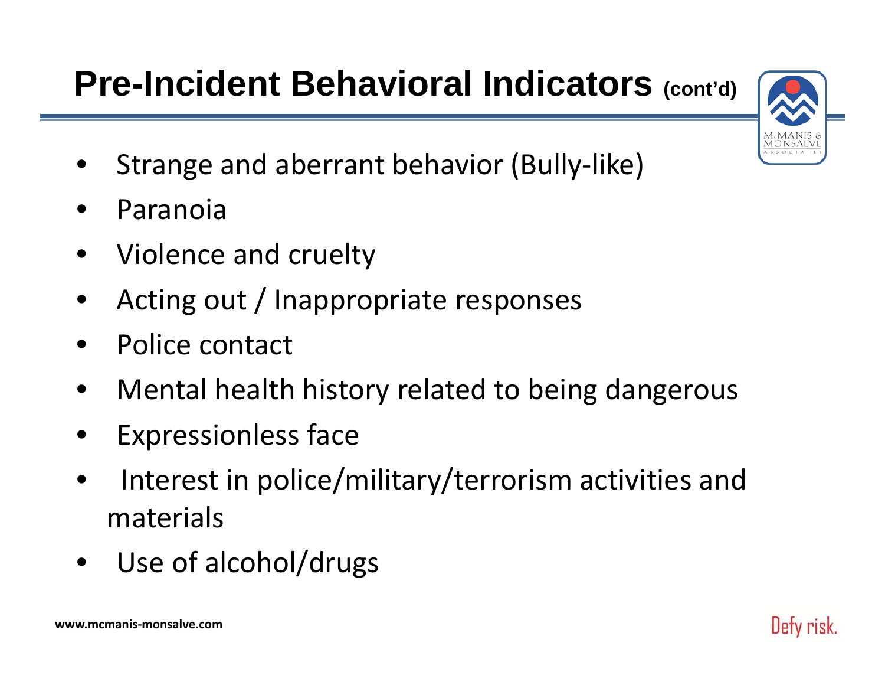# Pre-Incident Behavioral Indicators (cont'd)

- Strange and aberrant behavior (Bully-like)
- Paranoia
- Violence and cruelty
- Acting out / Inappropriate responses
- Police contact
- Mental health history related to being dangerous
- Expressionless face
- Interest in police/military/terrorism activities and materials
- Use of alcohol/drugs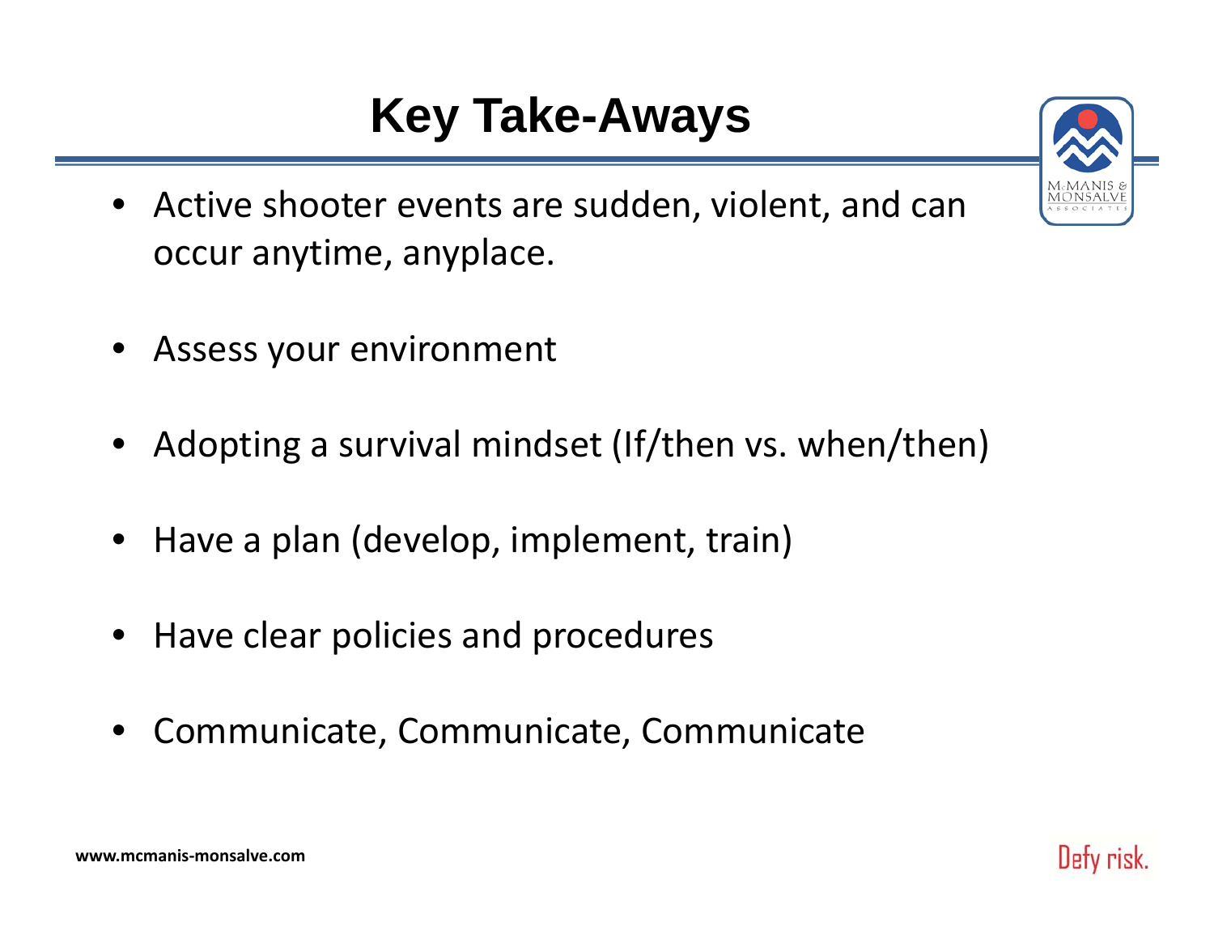# Key Take-Aways

- Active shooter events are sudden, violent, and can occur anytime, anyplace.
- Assess your environment
- Adopting a survival mindset (If/then vs. when/then)
- Have a plan (develop, implement, train)
- Have clear policies and procedures
- Communicate, Communicate, Communicate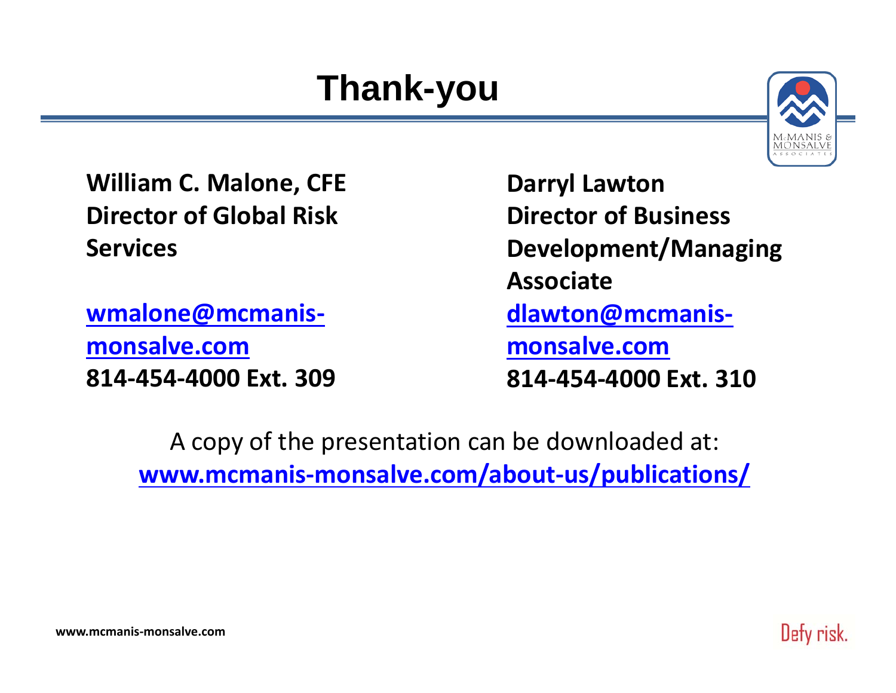# Thank-you

**William C. Malone, CFE**
**Director of Global Risk Services**

**wmalone@mcmanis-monsalve.com**
**814-454-4000 Ext. 309**

**Darryl Lawton**
**Director of Business Development/Managing Associate**
**dlawton@mcmanis-monsalve.com**
**814-454-4000 Ext. 310**

A copy of the presentation can be downloaded at:
**www.mcmanis-monsalve.com/about-us/publications/**

www.mcmanis-monsalve.com

Defy risk.